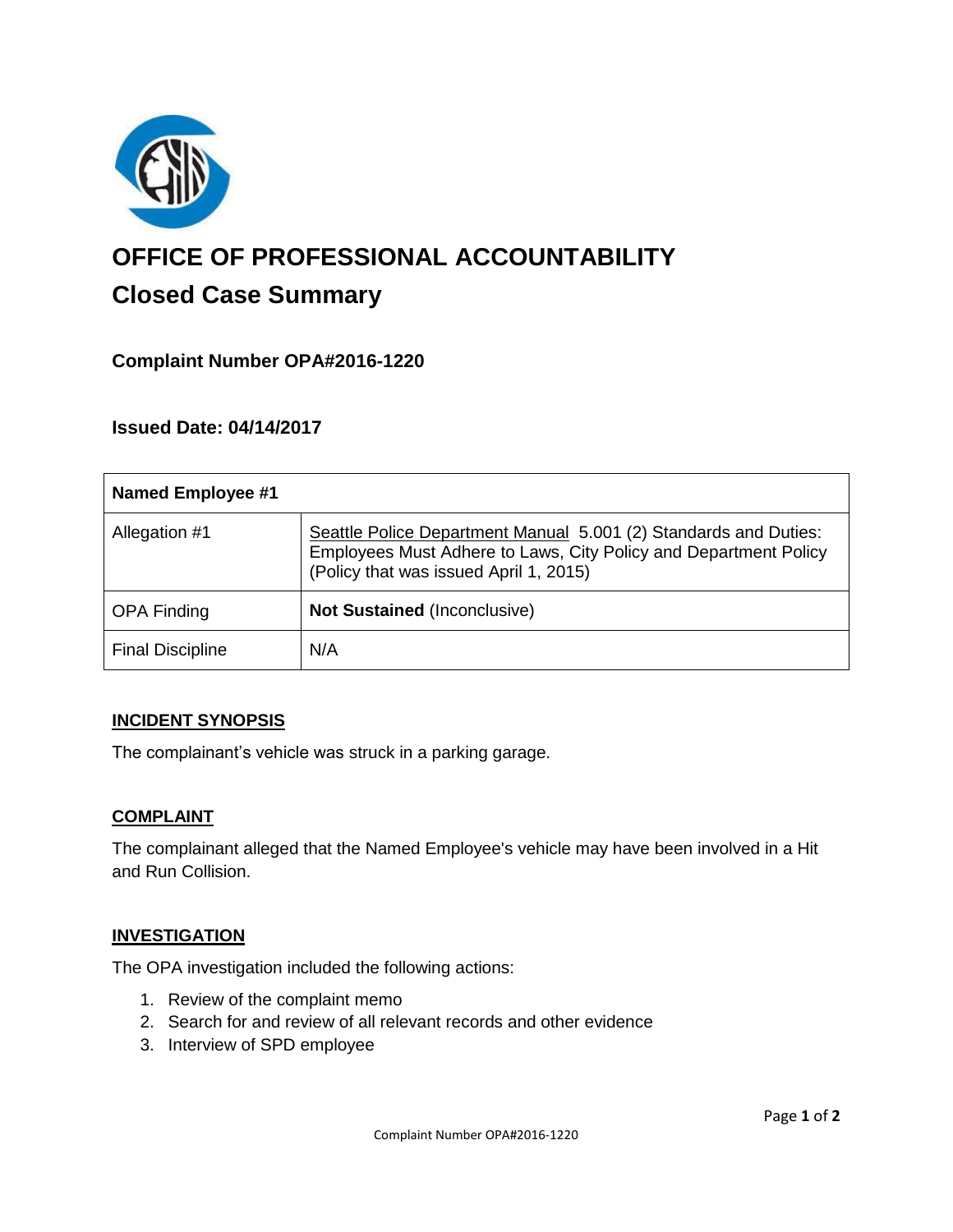# OFFICE OF PROFESSIONAL ACCOUNTABILITY

## Closed Case Summary

### Complaint Number OPA#2016-1220

### Issued Date: 04/14/2017

| **Named Employee #1** | |
|---|---|
| Allegation #1 | Seattle Police Department Manual 5.001 (2) Standards and Duties: Employees Must Adhere to Laws, City Policy and Department Policy (Policy that was issued April 1, 2015) |
| OPA Finding | **Not Sustained** (Inconclusive) |
| Final Discipline | N/A |

#### INCIDENT SYNOPSIS

The complainant's vehicle was struck in a parking garage.

#### COMPLAINT

The complainant alleged that the Named Employee's vehicle may have been involved in a Hit and Run Collision.

#### INVESTIGATION

The OPA investigation included the following actions:

1. Review of the complaint memo
2. Search for and review of all relevant records and other evidence
3. Interview of SPD employee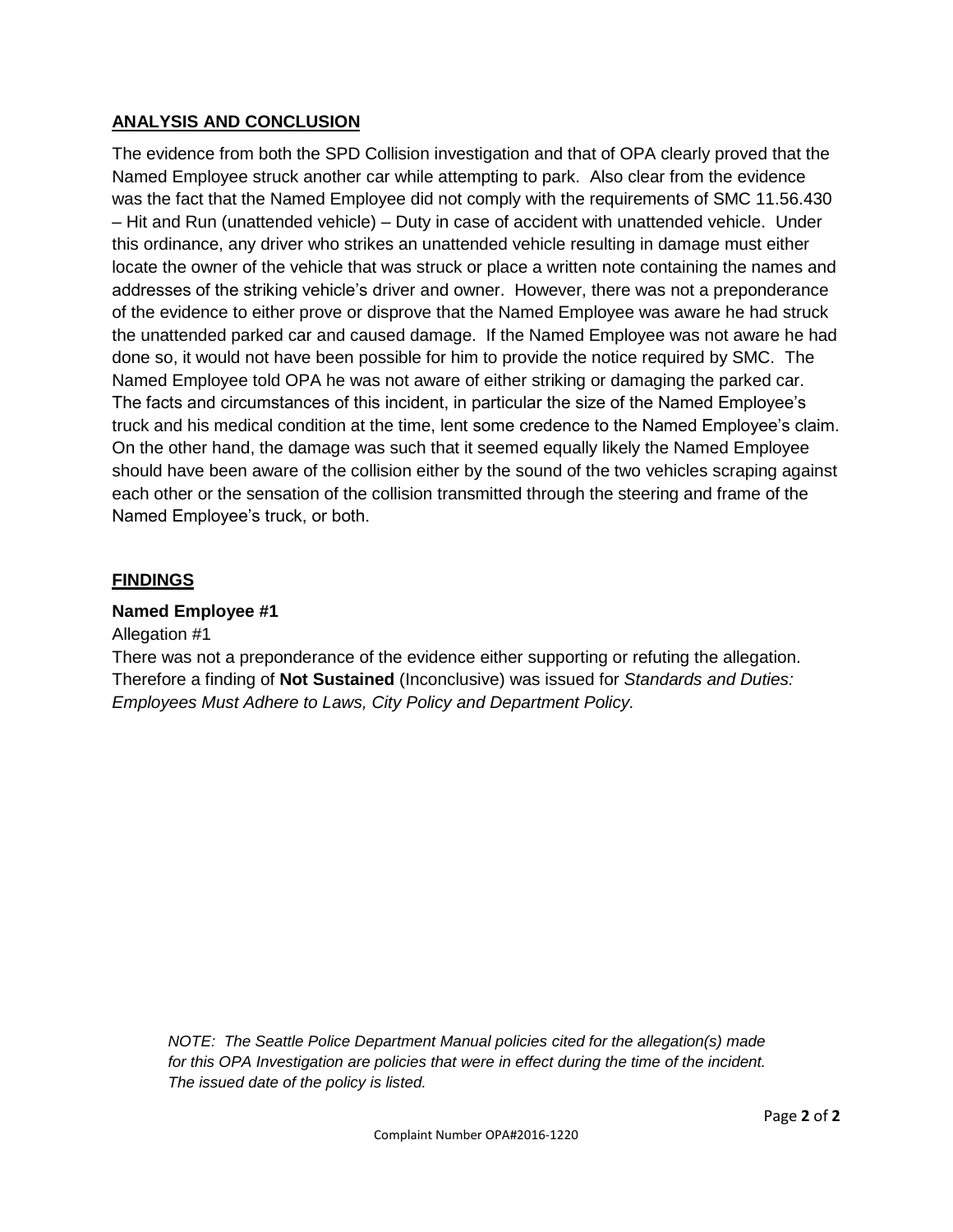## ANALYSIS AND CONCLUSION

The evidence from both the SPD Collision investigation and that of OPA clearly proved that the Named Employee struck another car while attempting to park. Also clear from the evidence was the fact that the Named Employee did not comply with the requirements of SMC 11.56.430 – Hit and Run (unattended vehicle) – Duty in case of accident with unattended vehicle. Under this ordinance, any driver who strikes an unattended vehicle resulting in damage must either locate the owner of the vehicle that was struck or place a written note containing the names and addresses of the striking vehicle's driver and owner. However, there was not a preponderance of the evidence to either prove or disprove that the Named Employee was aware he had struck the unattended parked car and caused damage. If the Named Employee was not aware he had done so, it would not have been possible for him to provide the notice required by SMC. The Named Employee told OPA he was not aware of either striking or damaging the parked car. The facts and circumstances of this incident, in particular the size of the Named Employee's truck and his medical condition at the time, lent some credence to the Named Employee's claim. On the other hand, the damage was such that it seemed equally likely the Named Employee should have been aware of the collision either by the sound of the two vehicles scraping against each other or the sensation of the collision transmitted through the steering and frame of the Named Employee's truck, or both.

## FINDINGS

**Named Employee #1**

Allegation #1

There was not a preponderance of the evidence either supporting or refuting the allegation. Therefore a finding of **Not Sustained** (Inconclusive) was issued for *Standards and Duties: Employees Must Adhere to Laws, City Policy and Department Policy.*

*NOTE: The Seattle Police Department Manual policies cited for the allegation(s) made for this OPA Investigation are policies that were in effect during the time of the incident. The issued date of the policy is listed.*

Complaint Number OPA#2016-1220